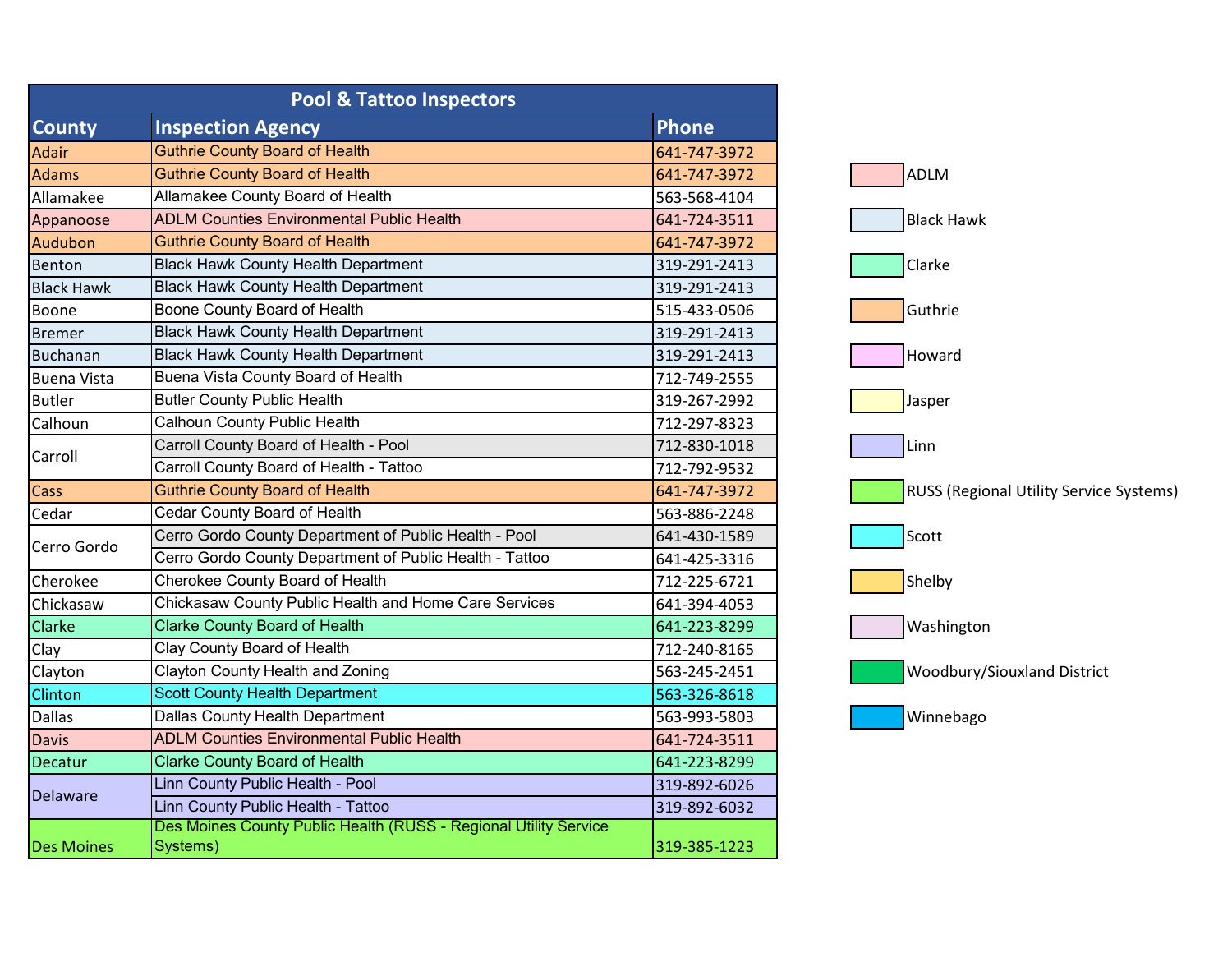# Pool & Tattoo Inspectors

| County | Inspection Agency | Phone |
|---|---|---|
| Adair | Guthrie County Board of Health | 641-747-3972 |
| Adams | Guthrie County Board of Health | 641-747-3972 |
| Allamakee | Allamakee County Board of Health | 563-568-4104 |
| Appanoose | ADLM Counties Environmental Public Health | 641-724-3511 |
| Audubon | Guthrie County Board of Health | 641-747-3972 |
| Benton | Black Hawk County Health Department | 319-291-2413 |
| Black Hawk | Black Hawk County Health Department | 319-291-2413 |
| Boone | Boone County Board of Health | 515-433-0506 |
| Bremer | Black Hawk County Health Department | 319-291-2413 |
| Buchanan | Black Hawk County Health Department | 319-291-2413 |
| Buena Vista | Buena Vista County Board of Health | 712-749-2555 |
| Butler | Butler County Public Health | 319-267-2992 |
| Calhoun | Calhoun County Public Health | 712-297-8323 |
| Carroll | Carroll County Board of Health - Pool | 712-830-1018 |
| | Carroll County Board of Health - Tattoo | 712-792-9532 |
| Cass | Guthrie County Board of Health | 641-747-3972 |
| Cedar | Cedar County Board of Health | 563-886-2248 |
| Cerro Gordo | Cerro Gordo County Department of Public Health - Pool | 641-430-1589 |
| | Cerro Gordo County Department of Public Health - Tattoo | 641-425-3316 |
| Cherokee | Cherokee County Board of Health | 712-225-6721 |
| Chickasaw | Chickasaw County Public Health and Home Care Services | 641-394-4053 |
| Clarke | Clarke County Board of Health | 641-223-8299 |
| Clay | Clay County Board of Health | 712-240-8165 |
| Clayton | Clayton County Health and Zoning | 563-245-2451 |
| Clinton | Scott County Health Department | 563-326-8618 |
| Dallas | Dallas County Health Department | 563-993-5803 |
| Davis | ADLM Counties Environmental Public Health | 641-724-3511 |
| Decatur | Clarke County Board of Health | 641-223-8299 |
| Delaware | Linn County Public Health - Pool | 319-892-6026 |
| | Linn County Public Health - Tattoo | 319-892-6032 |
| Des Moines | Des Moines County Public Health (RUSS - Regional Utility Service Systems) | 319-385-1223 |

Legend:
- ADLM
- Black Hawk
- Clarke
- Guthrie
- Howard
- Jasper
- Linn
- RUSS (Regional Utility Service Systems)
- Scott
- Shelby
- Washington
- Woodbury/Siouxland District
- Winnebago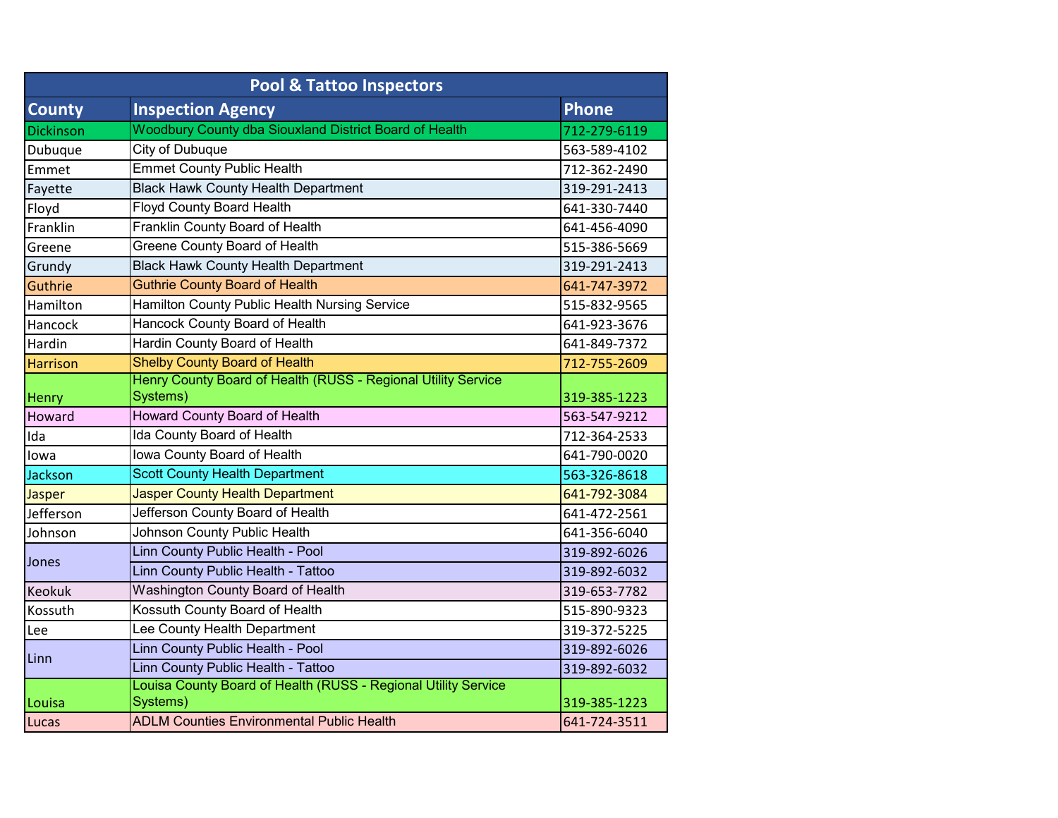| Pool & Tattoo Inspectors | | |
|---|---|---|
| **County** | **Inspection Agency** | **Phone** |
| Dickinson | Woodbury County dba Siouxland District Board of Health | 712-279-6119 |
| Dubuque | City of Dubuque | 563-589-4102 |
| Emmet | Emmet County Public Health | 712-362-2490 |
| Fayette | Black Hawk County Health Department | 319-291-2413 |
| Floyd | Floyd County Board Health | 641-330-7440 |
| Franklin | Franklin County Board of Health | 641-456-4090 |
| Greene | Greene County Board of Health | 515-386-5669 |
| Grundy | Black Hawk County Health Department | 319-291-2413 |
| Guthrie | Guthrie County Board of Health | 641-747-3972 |
| Hamilton | Hamilton County Public Health Nursing Service | 515-832-9565 |
| Hancock | Hancock County Board of Health | 641-923-3676 |
| Hardin | Hardin County Board of Health | 641-849-7372 |
| Harrison | Shelby County Board of Health | 712-755-2609 |
| Henry | Henry County Board of Health (RUSS - Regional Utility Service Systems) | 319-385-1223 |
| Howard | Howard County Board of Health | 563-547-9212 |
| Ida | Ida County Board of Health | 712-364-2533 |
| Iowa | Iowa County Board of Health | 641-790-0020 |
| Jackson | Scott County Health Department | 563-326-8618 |
| Jasper | Jasper County Health Department | 641-792-3084 |
| Jefferson | Jefferson County Board of Health | 641-472-2561 |
| Johnson | Johnson County Public Health | 641-356-6040 |
| Jones | Linn County Public Health - Pool | 319-892-6026 |
| | Linn County Public Health - Tattoo | 319-892-6032 |
| Keokuk | Washington County Board of Health | 319-653-7782 |
| Kossuth | Kossuth County Board of Health | 515-890-9323 |
| Lee | Lee County Health Department | 319-372-5225 |
| Linn | Linn County Public Health - Pool | 319-892-6026 |
| | Linn County Public Health - Tattoo | 319-892-6032 |
| Louisa | Louisa County Board of Health (RUSS - Regional Utility Service Systems) | 319-385-1223 |
| Lucas | ADLM Counties Environmental Public Health | 641-724-3511 |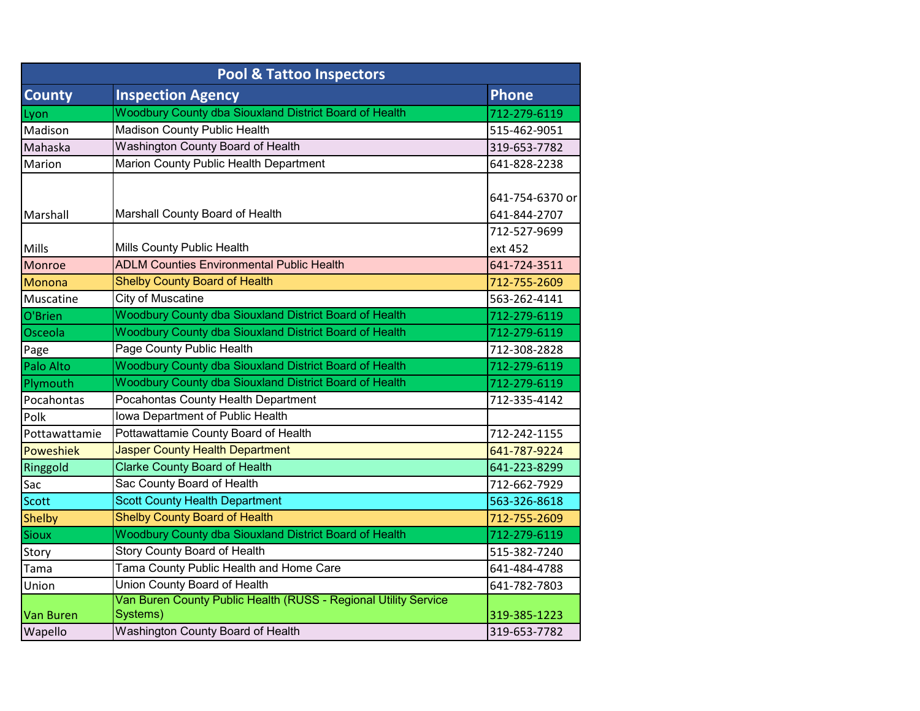| Pool & Tattoo Inspectors | | |
|---|---|---|
| **County** | **Inspection Agency** | **Phone** |
| Lyon | Woodbury County dba Siouxland District Board of Health | 712-279-6119 |
| Madison | Madison County Public Health | 515-462-9051 |
| Mahaska | Washington County Board of Health | 319-653-7782 |
| Marion | Marion County Public Health Department | 641-828-2238 |
| Marshall | Marshall County Board of Health | 641-754-6370 or 641-844-2707 |
| Mills | Mills County Public Health | 712-527-9699 ext 452 |
| Monroe | ADLM Counties Environmental Public Health | 641-724-3511 |
| Monona | Shelby County Board of Health | 712-755-2609 |
| Muscatine | City of Muscatine | 563-262-4141 |
| O'Brien | Woodbury County dba Siouxland District Board of Health | 712-279-6119 |
| Osceola | Woodbury County dba Siouxland District Board of Health | 712-279-6119 |
| Page | Page County Public Health | 712-308-2828 |
| Palo Alto | Woodbury County dba Siouxland District Board of Health | 712-279-6119 |
| Plymouth | Woodbury County dba Siouxland District Board of Health | 712-279-6119 |
| Pocahontas | Pocahontas County Health Department | 712-335-4142 |
| Polk | Iowa Department of Public Health | |
| Pottawattamie | Pottawattamie County Board of Health | 712-242-1155 |
| Poweshiek | Jasper County Health Department | 641-787-9224 |
| Ringgold | Clarke County Board of Health | 641-223-8299 |
| Sac | Sac County Board of Health | 712-662-7929 |
| Scott | Scott County Health Department | 563-326-8618 |
| Shelby | Shelby County Board of Health | 712-755-2609 |
| Sioux | Woodbury County dba Siouxland District Board of Health | 712-279-6119 |
| Story | Story County Board of Health | 515-382-7240 |
| Tama | Tama County Public Health and Home Care | 641-484-4788 |
| Union | Union County Board of Health | 641-782-7803 |
| Van Buren | Van Buren County Public Health (RUSS - Regional Utility Service Systems) | 319-385-1223 |
| Wapello | Washington County Board of Health | 319-653-7782 |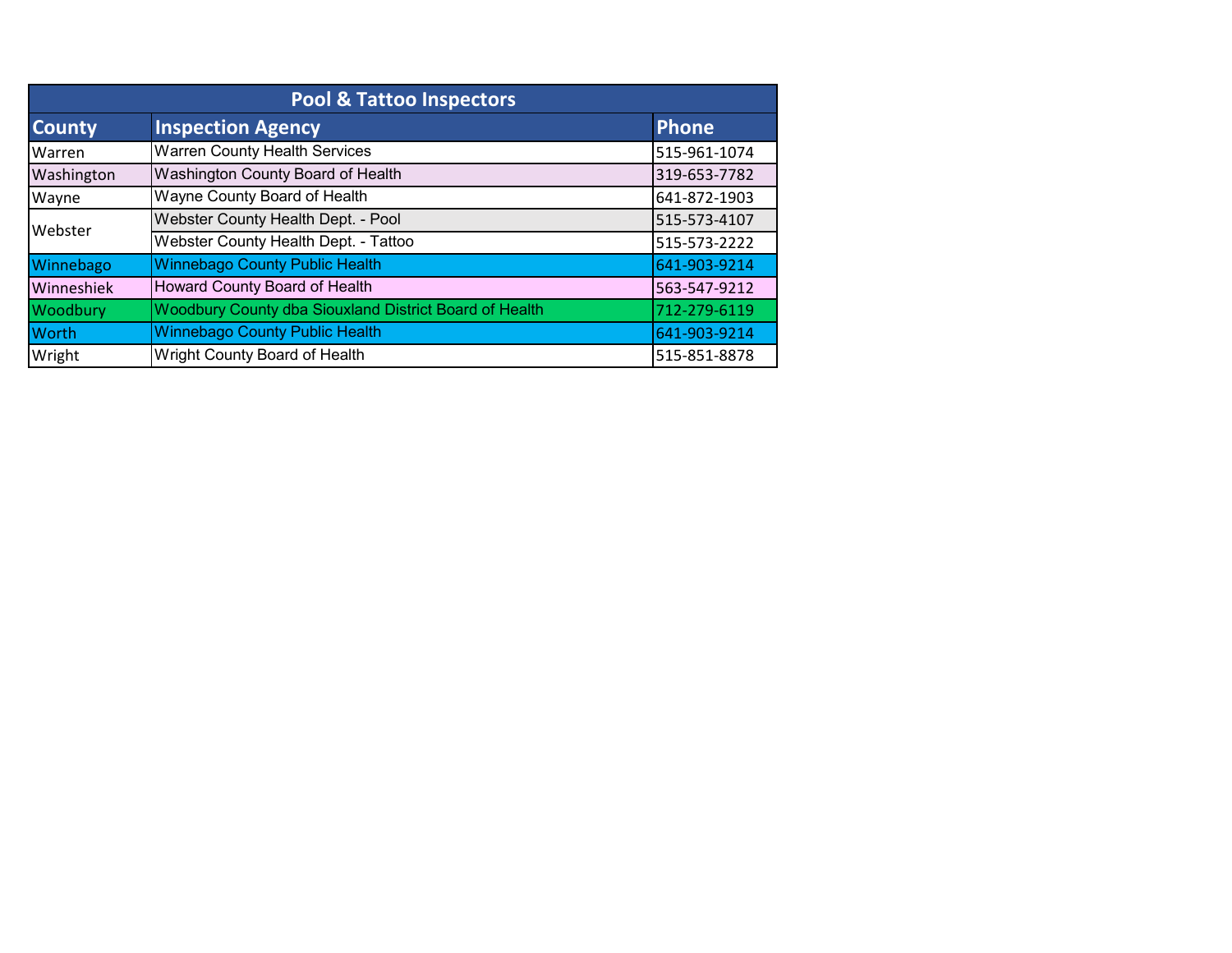| Pool & Tattoo Inspectors | | |
|---|---|---|
| **County** | **Inspection Agency** | **Phone** |
| Warren | Warren County Health Services | 515-961-1074 |
| Washington | Washington County Board of Health | 319-653-7782 |
| Wayne | Wayne County Board of Health | 641-872-1903 |
| Webster | Webster County Health Dept. - Pool | 515-573-4107 |
| | Webster County Health Dept. - Tattoo | 515-573-2222 |
| Winnebago | Winnebago County Public Health | 641-903-9214 |
| Winneshiek | Howard County Board of Health | 563-547-9212 |
| Woodbury | Woodbury County dba Siouxland District Board of Health | 712-279-6119 |
| Worth | Winnebago County Public Health | 641-903-9214 |
| Wright | Wright County Board of Health | 515-851-8878 |